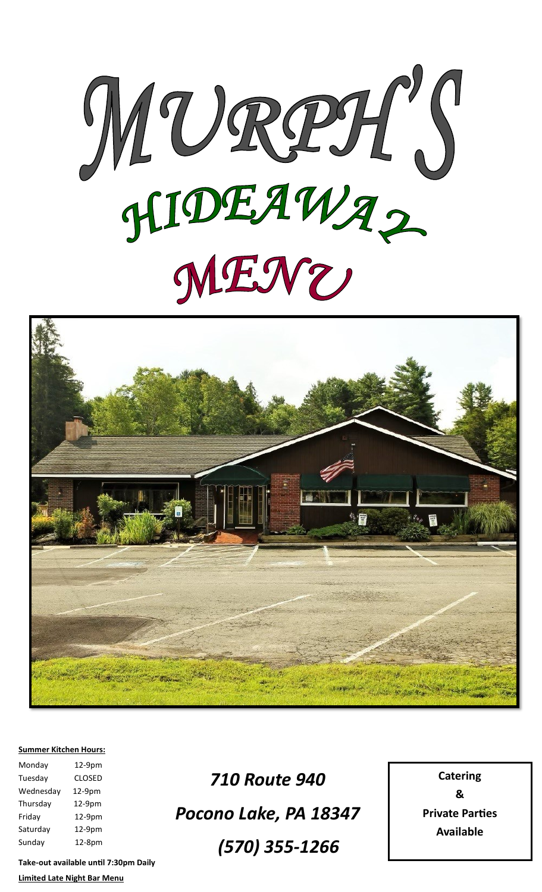# MURPH'S HIDEAWAY MENU

**Summer Kitchen Hours:**

| Day | Hours |
|---|---|
| Monday | 12-9pm |
| Tuesday | CLOSED |
| Wednesday | 12-9pm |
| Thursday | 12-9pm |
| Friday | 12-9pm |
| Saturday | 12-9pm |
| Sunday | 12-8pm |

**Take-out available until 7:30pm Daily**

**Limited Late Night Bar Menu**

*710 Route 940*

*Pocono Lake, PA 18347*

*(570) 355-1266*

**Catering**
**&**
**Private Parties**
**Available**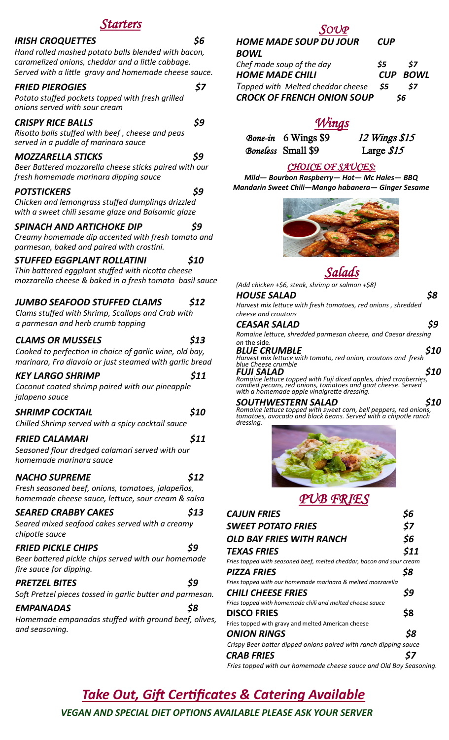## *Starters*

***IRISH CROQUETTES*** ***$6***
*Hand rolled mashed potato balls blended with bacon, caramelized onions, cheddar and a little cabbage. Served with a little gravy and homemade cheese sauce.*

***FRIED PIEROGIES*** ***$7***
*Potato stuffed pockets topped with fresh grilled onions served with sour cream*

***CRISPY RICE BALLS*** ***$9***
*Risotto balls stuffed with beef , cheese and peas served in a puddle of marinara sauce*

***MOZZARELLA STICKS*** ***$9***
*Beer Battered mozzarella cheese sticks paired with our fresh homemade marinara dipping sauce*

***POTSTICKERS*** ***$9***
*Chicken and lemongrass stuffed dumplings drizzled with a sweet chili sesame glaze and Balsamic glaze*

***SPINACH AND ARTICHOKE DIP*** ***$9***
*Creamy homemade dip accented with fresh tomato and parmesan, baked and paired with crostini.*

***STUFFED EGGPLANT ROLLATINI*** ***$10***
*Thin battered eggplant stuffed with ricotta cheese mozzarella cheese & baked in a fresh tomato basil sauce*

***JUMBO SEAFOOD STUFFED CLAMS*** ***$12***
*Clams stuffed with Shrimp, Scallops and Crab with a parmesan and herb crumb topping*

***CLAMS OR MUSSELS*** ***$13***
*Cooked to perfection in choice of garlic wine, old bay, marinara, Fra diavolo or just steamed with garlic bread*

***KEY LARGO SHRIMP*** ***$11***
*Coconut coated shrimp paired with our pineapple jalapeno sauce*

***SHRIMP COCKTAIL*** ***$10***
*Chilled Shrimp served with a spicy cocktail sauce*

***FRIED CALAMARI*** ***$11***
*Seasoned flour dredged calamari served with our homemade marinara sauce*

***NACHO SUPREME*** ***$12***
*Fresh seasoned beef, onions, tomatoes, jalapeños, homemade cheese sauce, lettuce, sour cream & salsa*

***SEARED CRABBY CAKES*** ***$13***
*Seared mixed seafood cakes served with a creamy chipotle sauce*

***FRIED PICKLE CHIPS*** ***$9***
*Beer battered pickle chips served with our homemade fire sauce for dipping.*

***PRETZEL BITES*** ***$9***
*Soft Pretzel pieces tossed in garlic butter and parmesan.*

***EMPANADAS*** ***$8***
*Homemade empanadas stuffed with ground beef, olives, and seasoning.*

## *Soup*

***HOME MADE SOUP DU JOUR*** ***CUP BOWL***
*Chef made soup of the day* *$5* *$7*

***HOME MADE CHILI*** ***CUP BOWL***
*Topped with Melted cheddar cheese* *$5* *$7*

***CROCK OF FRENCH ONION SOUP*** *$6*

## *Wings*

*Bone-in* 6 Wings $9 — *12 Wings $15*
*Boneless* Small $9 — Large *$15*

*CHOICE OF SAUCES:*
*Mild— Bourbon Raspberry— Hot— Mc Hales— BBQ Mandarin Sweet Chili—Mango habanera— Ginger Sesame*

## *Salads*

*(Add chicken +$6, steak, shrimp or salmon +$8)*

***HOUSE SALAD*** ***$8***
*Harvest mix lettuce with fresh tomatoes, red onions , shredded cheese and croutons*

***CEASAR SALAD*** ***$9***
*Romaine lettuce, shredded parmesan cheese, and Caesar dressing on the side.*

***BLUE CRUMBLE*** ***$10***
*Harvest mix lettuce with tomato, red onion, croutons and fresh blue Cheese crumble*

***FUJI SALAD*** ***$10***
*Romaine lettuce topped with Fuji diced apples, dried cranberries, candied pecans, red onions, tomatoes and goat cheese. Served with a homemade apple vinaigrette dressing.*

***SOUTHWESTERN SALAD*** ***$10***
*Romaine lettuce topped with sweet corn, bell peppers, red onions, tomatoes, avocado and black beans. Served with a chipotle ranch dressing.*

## *PUB FRIES*

***CAJUN FRIES*** ***$6***

***SWEET POTATO FRIES*** ***$7***

***OLD BAY FRIES WITH RANCH*** ***$6***

***TEXAS FRIES*** ***$11***
*Fries topped with seasoned beef, melted cheddar, bacon and sour cream*

***PIZZA FRIES*** ***$8***
*Fries topped with our homemade marinara & melted mozzarella*

***CHILI CHEESE FRIES*** ***$9***
*Fries topped with homemade chili and melted cheese sauce*

**DISCO FRIES** **$8**
Fries topped with gravy and melted American cheese

***ONION RINGS*** ***$8***
*Crispy Beer batter dipped onions paired with ranch dipping sauce*

***CRAB FRIES*** ***$7***
*Fries topped with our homemade cheese sauce and Old Bay Seasoning.*

## ***Take Out, Gift Certificates & Catering Available***

***VEGAN AND SPECIAL DIET OPTIONS AVAILABLE PLEASE ASK YOUR SERVER***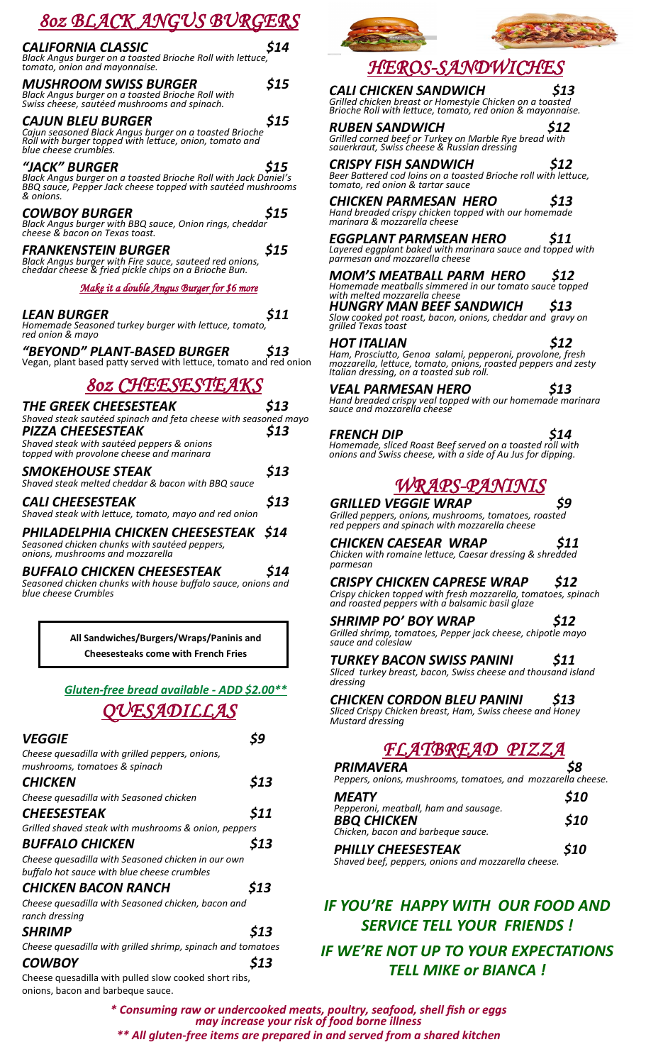# 8oz BLACK ANGUS BURGERS

**CALIFORNIA CLASSIC** — **$14**
*Black Angus burger on a toasted Brioche Roll with lettuce, tomato, onion and mayonnaise.*

**MUSHROOM SWISS BURGER** — **$15**
*Black Angus burger on a toasted Brioche Roll with Swiss cheese, sautéed mushrooms and spinach.*

**CAJUN BLEU BURGER** — **$15**
*Cajun seasoned Black Angus burger on a toasted Brioche Roll with burger topped with lettuce, onion, tomato and blue cheese crumbles.*

**"JACK" BURGER** — **$15**
*Black Angus burger on a toasted Brioche Roll with Jack Daniel's BBQ sauce, Pepper Jack cheese topped with sautéed mushrooms & onions.*

**COWBOY BURGER** — **$15**
*Black Angus burger with BBQ sauce, Onion rings, cheddar cheese & bacon on Texas toast.*

**FRANKENSTEIN BURGER** — **$15**
*Black Angus burger with Fire sauce, sauteed red onions, cheddar cheese & fried pickle chips on a Brioche Bun.*

*Make it a double Angus Burger for $6 more*

**LEAN BURGER** — **$11**
*Homemade Seasoned turkey burger with lettuce, tomato, red onion & mayo*

**"BEYOND" PLANT-BASED BURGER** — **$13**
Vegan, plant based patty served with lettuce, tomato and red onion

# 8oz CHEESESTEAKS

**THE GREEK CHEESESTEAK** — **$13**
*Shaved steak sautéed spinach and feta cheese with seasoned mayo*

**PIZZA CHEESESTEAK** — **$13**
*Shaved steak with sautéed peppers & onions topped with provolone cheese and marinara*

**SMOKEHOUSE STEAK** — **$13**
*Shaved steak melted cheddar & bacon with BBQ sauce*

**CALI CHEESESTEAK** — **$13**
*Shaved steak with lettuce, tomato, mayo and red onion*

**PHILADELPHIA CHICKEN CHEESESTEAK** — **$14**
*Seasoned chicken chunks with sautéed peppers, onions, mushrooms and mozzarella*

**BUFFALO CHICKEN CHEESESTEAK** — **$14**
*Seasoned chicken chunks with house buffalo sauce, onions and blue cheese Crumbles*

**All Sandwiches/Burgers/Wraps/Paninis and Cheesesteaks come with French Fries**

*Gluten-free bread available - ADD $2.00***

# QUESADILLAS

**VEGGIE** — **$9**
*Cheese quesadilla with grilled peppers, onions, mushrooms, tomatoes & spinach*

**CHICKEN** — **$13**
*Cheese quesadilla with Seasoned chicken*

**CHEESESTEAK** — **$11**
*Grilled shaved steak with mushrooms & onion, peppers*

**BUFFALO CHICKEN** — **$13**
*Cheese quesadilla with Seasoned chicken in our own buffalo hot sauce with blue cheese crumbles*

**CHICKEN BACON RANCH** — **$13**
*Cheese quesadilla with Seasoned chicken, bacon and ranch dressing*

**SHRIMP** — **$13**
*Cheese quesadilla with grilled shrimp, spinach and tomatoes*

**COWBOY** — **$13**
Cheese quesadilla with pulled slow cooked short ribs, onions, bacon and barbeque sauce.

# HEROS-SANDWICHES

**CALI CHICKEN SANDWICH** — **$13**
*Grilled chicken breast or Homestyle Chicken on a toasted Brioche Roll with lettuce, tomato, red onion & mayonnaise.*

**RUBEN SANDWICH** — **$12**
*Grilled corned beef or Turkey on Marble Rye bread with sauerkraut, Swiss cheese & Russian dressing*

**CRISPY FISH SANDWICH** — **$12**
*Beer Battered cod loins on a toasted Brioche roll with lettuce, tomato, red onion & tartar sauce*

**CHICKEN PARMESAN HERO** — **$13**
*Hand breaded crispy chicken topped with our homemade marinara & mozzarella cheese*

**EGGPLANT PARMSEAN HERO** — **$11**
*Layered eggplant baked with marinara sauce and topped with parmesan and mozzarella cheese*

**MOM'S MEATBALL PARM HERO** — **$12**
*Homemade meatballs simmered in our tomato sauce topped with melted mozzarella cheese*

**HUNGRY MAN BEEF SANDWICH** — **$13**
*Slow cooked pot roast, bacon, onions, cheddar and gravy on grilled Texas toast*

**HOT ITALIAN** — **$12**
*Ham, Prosciutto, Genoa salami, pepperoni, provolone, fresh mozzarella, lettuce, tomato, onions, roasted peppers and zesty Italian dressing, on a toasted sub roll.*

**VEAL PARMESAN HERO** — **$13**
*Hand breaded crispy veal topped with our homemade marinara sauce and mozzarella cheese*

**FRENCH DIP** — **$14**
*Homemade, sliced Roast Beef served on a toasted roll with onions and Swiss cheese, with a side of Au Jus for dipping.*

# WRAPS-PANINIS

**GRILLED VEGGIE WRAP** — **$9**
*Grilled peppers, onions, mushrooms, tomatoes, roasted red peppers and spinach with mozzarella cheese*

**CHICKEN CAESEAR WRAP** — **$11**
*Chicken with romaine lettuce, Caesar dressing & shredded parmesan*

**CRISPY CHICKEN CAPRESE WRAP** — **$12**
*Crispy chicken topped with fresh mozzarella, tomatoes, spinach and roasted peppers with a balsamic basil glaze*

**SHRIMP PO' BOY WRAP** — **$12**
*Grilled shrimp, tomatoes, Pepper jack cheese, chipotle mayo sauce and coleslaw*

**TURKEY BACON SWISS PANINI** — **$11**
*Sliced turkey breast, bacon, Swiss cheese and thousand island dressing*

**CHICKEN CORDON BLEU PANINI** — **$13**
*Sliced Crispy Chicken breast, Ham, Swiss cheese and Honey Mustard dressing*

# FLATBREAD PIZZA

**PRIMAVERA** — **$8**
*Peppers, onions, mushrooms, tomatoes, and mozzarella cheese.*

**MEATY** — **$10**
*Pepperoni, meatball, ham and sausage.*

**BBQ CHICKEN** — **$10**
*Chicken, bacon and barbeque sauce.*

**PHILLY CHEESESTEAK** — **$10**
*Shaved beef, peppers, onions and mozzarella cheese.*

***IF YOU'RE HAPPY WITH OUR FOOD AND SERVICE TELL YOUR FRIENDS !***

***IF WE'RE NOT UP TO YOUR EXPECTATIONS TELL MIKE or BIANCA !***

**\* Consuming raw or undercooked meats, poultry, seafood, shell fish or eggs may increase your risk of food borne illness**

**\*\* All gluten-free items are prepared in and served from a shared kitchen**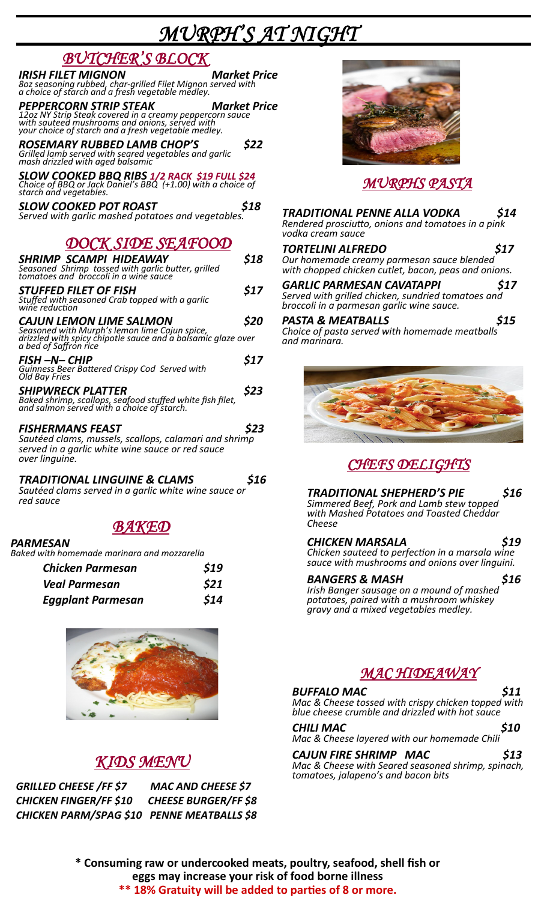# MURPH'S AT NIGHT

## BUTCHER'S BLOCK

**IRISH FILET MIGNON** — **Market Price**
*8oz seasoning rubbed, char-grilled Filet Mignon served with a choice of starch and a fresh vegetable medley.*

**PEPPERCORN STRIP STEAK** — **Market Price**
*12oz NY Strip Steak covered in a creamy peppercorn sauce with sauteed mushrooms and onions, served with your choice of starch and a fresh vegetable medley.*

**ROSEMARY RUBBED LAMB CHOP'S** — **$22**
*Grilled lamb served with seared vegetables and garlic mash drizzled with aged balsamic*

**SLOW COOKED BBQ RIBS** *1/2 RACK $19 FULL $24*
*Choice of BBQ or Jack Daniel's BBQ (+1.00) with a choice of starch and vegetables.*

**SLOW COOKED POT ROAST** — **$18**
*Served with garlic mashed potatoes and vegetables.*

## DOCK SIDE SEAFOOD

**SHRIMP SCAMPI HIDEAWAY** — **$18**
*Seasoned Shrimp tossed with garlic butter, grilled tomatoes and broccoli in a wine sauce*

**STUFFED FILET OF FISH** — **$17**
*Stuffed with seasoned Crab topped with a garlic wine reduction*

**CAJUN LEMON LIME SALMON** — **$20**
*Seasoned with Murph's lemon lime Cajun spice, drizzled with spicy chipotle sauce and a balsamic glaze over a bed of Saffron rice*

**FISH –N– CHIP** — **$17**
*Guinness Beer Battered Crispy Cod Served with Old Bay Fries*

**SHIPWRECK PLATTER** — **$23**
*Baked shrimp, scallops, seafood stuffed white fish filet, and salmon served with a choice of starch.*

**FISHERMANS FEAST** — **$23**
*Sautéed clams, mussels, scallops, calamari and shrimp served in a garlic white wine sauce or red sauce over linguine.*

**TRADITIONAL LINGUINE & CLAMS** — **$16**
*Sautéed clams served in a garlic white wine sauce or red sauce*

## BAKED

**PARMESAN**
*Baked with homemade marinara and mozzarella*

| | |
|---|---|
| ***Chicken Parmesan*** | ***$19*** |
| ***Veal Parmesan*** | ***$21*** |
| ***Eggplant Parmesan*** | ***$14*** |

## KIDS MENU

| | |
|---|---|
| GRILLED CHEESE /FF $7 | MAC AND CHEESE $7 |
| CHICKEN FINGER/FF $10 | CHEESE BURGER/FF $8 |
| CHICKEN PARM/SPAG $10 | PENNE MEATBALLS $8 |

## MURPHS PASTA

**TRADITIONAL PENNE ALLA VODKA** — **$14**
*Rendered prosciutto, onions and tomatoes in a pink vodka cream sauce*

**TORTELINI ALFREDO** — **$17**
*Our homemade creamy parmesan sauce blended with chopped chicken cutlet, bacon, peas and onions.*

**GARLIC PARMESAN CAVATAPPI** — **$17**
*Served with grilled chicken, sundried tomatoes and broccoli in a parmesan garlic wine sauce.*

**PASTA & MEATBALLS** — **$15**
*Choice of pasta served with homemade meatballs and marinara.*

## CHEFS DELIGHTS

**TRADITIONAL SHEPHERD'S PIE** — **$16**
*Simmered Beef, Pork and Lamb stew topped with Mashed Potatoes and Toasted Cheddar Cheese*

**CHICKEN MARSALA** — **$19**
*Chicken sauteed to perfection in a marsala wine sauce with mushrooms and onions over linguini.*

**BANGERS & MASH** — **$16**
*Irish Banger sausage on a mound of mashed potatoes, paired with a mushroom whiskey gravy and a mixed vegetables medley.*

## MAC HIDEAWAY

**BUFFALO MAC** — **$11**
*Mac & Cheese tossed with crispy chicken topped with blue cheese crumble and drizzled with hot sauce*

**CHILI MAC** — **$10**
*Mac & Cheese layered with our homemade Chili*

**CAJUN FIRE SHRIMP MAC** — **$13**
*Mac & Cheese with Seared seasoned shrimp, spinach, tomatoes, jalapeno's and bacon bits*

**\* Consuming raw or undercooked meats, poultry, seafood, shell fish or eggs may increase your risk of food borne illness**

**\*\* 18% Gratuity will be added to parties of 8 or more.**